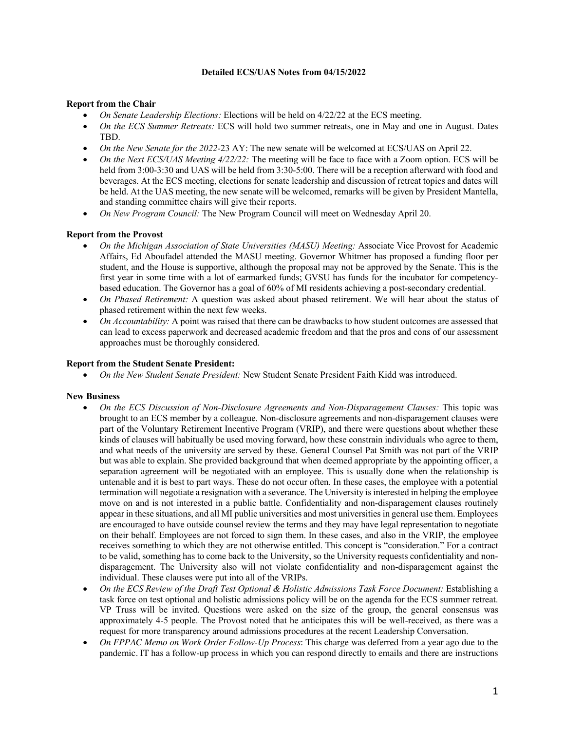**Detailed ECS/UAS Notes from 04/15/2022**

**Report from the Chair**

- *On Senate Leadership Elections:* Elections will be held on 4/22/22 at the ECS meeting.
- *On the ECS Summer Retreats:* ECS will hold two summer retreats, one in May and one in August. Dates TBD.
- *On the New Senate for the 2022-*23 AY: The new senate will be welcomed at ECS/UAS on April 22.
- *On the Next ECS/UAS Meeting 4/22/22:* The meeting will be face to face with a Zoom option. ECS will be held from 3:00-3:30 and UAS will be held from 3:30-5:00. There will be a reception afterward with food and beverages. At the ECS meeting, elections for senate leadership and discussion of retreat topics and dates will be held. At the UAS meeting, the new senate will be welcomed, remarks will be given by President Mantella, and standing committee chairs will give their reports.
- *On New Program Council:* The New Program Council will meet on Wednesday April 20.

**Report from the Provost**

- *On the Michigan Association of State Universities (MASU) Meeting:* Associate Vice Provost for Academic Affairs, Ed Aboufadel attended the MASU meeting. Governor Whitmer has proposed a funding floor per student, and the House is supportive, although the proposal may not be approved by the Senate. This is the first year in some time with a lot of earmarked funds; GVSU has funds for the incubator for competency-based education. The Governor has a goal of 60% of MI residents achieving a post-secondary credential.
- *On Phased Retirement:* A question was asked about phased retirement. We will hear about the status of phased retirement within the next few weeks.
- *On Accountability:* A point was raised that there can be drawbacks to how student outcomes are assessed that can lead to excess paperwork and decreased academic freedom and that the pros and cons of our assessment approaches must be thoroughly considered.

**Report from the Student Senate President:**

- *On the New Student Senate President:* New Student Senate President Faith Kidd was introduced.

**New Business**

- *On the ECS Discussion of Non-Disclosure Agreements and Non-Disparagement Clauses:* This topic was brought to an ECS member by a colleague. Non-disclosure agreements and non-disparagement clauses were part of the Voluntary Retirement Incentive Program (VRIP), and there were questions about whether these kinds of clauses will habitually be used moving forward, how these constrain individuals who agree to them, and what needs of the university are served by these. General Counsel Pat Smith was not part of the VRIP but was able to explain. She provided background that when deemed appropriate by the appointing officer, a separation agreement will be negotiated with an employee. This is usually done when the relationship is untenable and it is best to part ways. These do not occur often. In these cases, the employee with a potential termination will negotiate a resignation with a severance. The University is interested in helping the employee move on and is not interested in a public battle. Confidentiality and non-disparagement clauses routinely appear in these situations, and all MI public universities and most universities in general use them. Employees are encouraged to have outside counsel review the terms and they may have legal representation to negotiate on their behalf. Employees are not forced to sign them. In these cases, and also in the VRIP, the employee receives something to which they are not otherwise entitled. This concept is "consideration." For a contract to be valid, something has to come back to the University, so the University requests confidentiality and non-disparagement. The University also will not violate confidentiality and non-disparagement against the individual. These clauses were put into all of the VRIPs.
- *On the ECS Review of the Draft Test Optional & Holistic Admissions Task Force Document:* Establishing a task force on test optional and holistic admissions policy will be on the agenda for the ECS summer retreat. VP Truss will be invited. Questions were asked on the size of the group, the general consensus was approximately 4-5 people. The Provost noted that he anticipates this will be well-received, as there was a request for more transparency around admissions procedures at the recent Leadership Conversation.
- *On FPPAC Memo on Work Order Follow-Up Process*: This charge was deferred from a year ago due to the pandemic. IT has a follow-up process in which you can respond directly to emails and there are instructions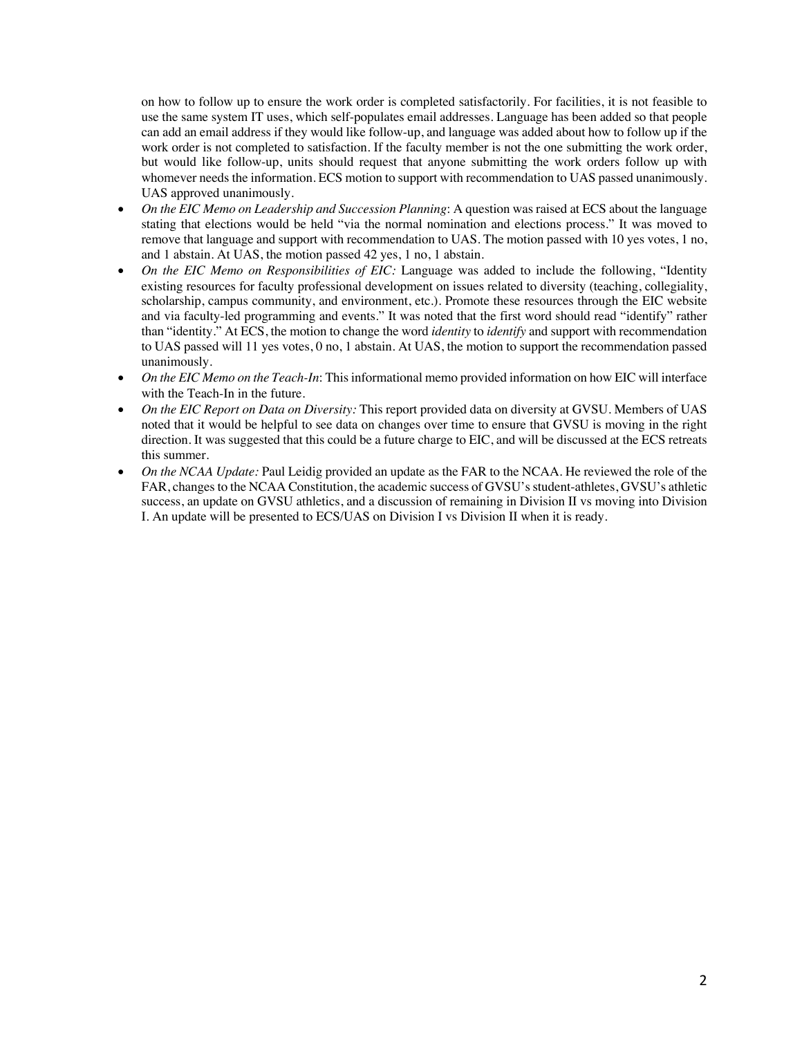on how to follow up to ensure the work order is completed satisfactorily. For facilities, it is not feasible to use the same system IT uses, which self-populates email addresses. Language has been added so that people can add an email address if they would like follow-up, and language was added about how to follow up if the work order is not completed to satisfaction. If the faculty member is not the one submitting the work order, but would like follow-up, units should request that anyone submitting the work orders follow up with whomever needs the information. ECS motion to support with recommendation to UAS passed unanimously. UAS approved unanimously.

- *On the EIC Memo on Leadership and Succession Planning*: A question was raised at ECS about the language stating that elections would be held "via the normal nomination and elections process." It was moved to remove that language and support with recommendation to UAS. The motion passed with 10 yes votes, 1 no, and 1 abstain. At UAS, the motion passed 42 yes, 1 no, 1 abstain.
- *On the EIC Memo on Responsibilities of EIC:* Language was added to include the following, "Identity existing resources for faculty professional development on issues related to diversity (teaching, collegiality, scholarship, campus community, and environment, etc.). Promote these resources through the EIC website and via faculty-led programming and events." It was noted that the first word should read "identify" rather than "identity." At ECS, the motion to change the word *identity* to *identify* and support with recommendation to UAS passed will 11 yes votes, 0 no, 1 abstain. At UAS, the motion to support the recommendation passed unanimously.
- *On the EIC Memo on the Teach-In*: This informational memo provided information on how EIC will interface with the Teach-In in the future.
- *On the EIC Report on Data on Diversity:* This report provided data on diversity at GVSU. Members of UAS noted that it would be helpful to see data on changes over time to ensure that GVSU is moving in the right direction. It was suggested that this could be a future charge to EIC, and will be discussed at the ECS retreats this summer.
- *On the NCAA Update:* Paul Leidig provided an update as the FAR to the NCAA. He reviewed the role of the FAR, changes to the NCAA Constitution, the academic success of GVSU's student-athletes, GVSU's athletic success, an update on GVSU athletics, and a discussion of remaining in Division II vs moving into Division I. An update will be presented to ECS/UAS on Division I vs Division II when it is ready.